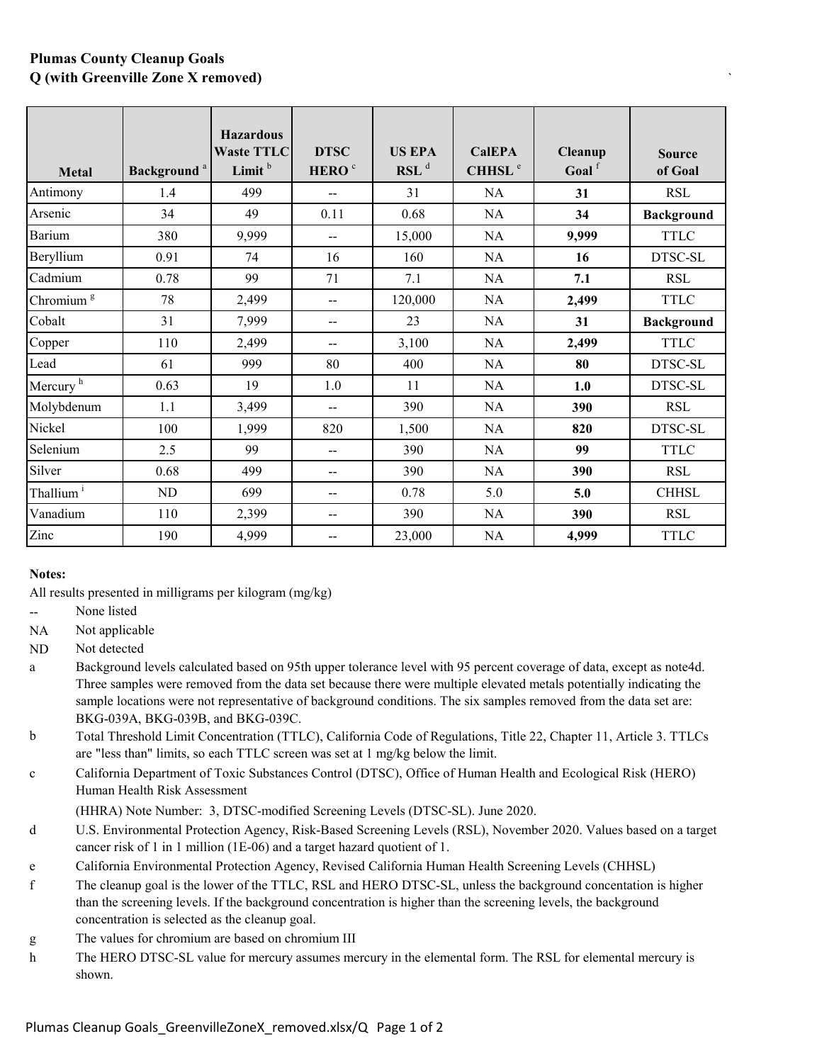**Plumas County Cleanup Goals**
**Q (with Greenville Zone X removed)**

| Metal | Background [a] | Hazardous Waste TTLC Limit [b] | DTSC HERO [c] | US EPA RSL [d] | CalEPA CHHSL [e] | Cleanup Goal [f] | Source of Goal |
|---|---|---|---|---|---|---|---|
| Antimony | 1.4 | 499 | -- | 31 | NA | **31** | RSL |
| Arsenic | 34 | 49 | 0.11 | 0.68 | NA | **34** | **Background** |
| Barium | 380 | 9,999 | -- | 15,000 | NA | **9,999** | TTLC |
| Beryllium | 0.91 | 74 | 16 | 160 | NA | **16** | DTSC-SL |
| Cadmium | 0.78 | 99 | 71 | 7.1 | NA | **7.1** | RSL |
| Chromium [g] | 78 | 2,499 | -- | 120,000 | NA | **2,499** | TTLC |
| Cobalt | 31 | 7,999 | -- | 23 | NA | **31** | **Background** |
| Copper | 110 | 2,499 | -- | 3,100 | NA | **2,499** | TTLC |
| Lead | 61 | 999 | 80 | 400 | NA | **80** | DTSC-SL |
| Mercury [h] | 0.63 | 19 | 1.0 | 11 | NA | **1.0** | DTSC-SL |
| Molybdenum | 1.1 | 3,499 | -- | 390 | NA | **390** | RSL |
| Nickel | 100 | 1,999 | 820 | 1,500 | NA | **820** | DTSC-SL |
| Selenium | 2.5 | 99 | -- | 390 | NA | **99** | TTLC |
| Silver | 0.68 | 499 | -- | 390 | NA | **390** | RSL |
| Thallium [i] | ND | 699 | -- | 0.78 | 5.0 | **5.0** | CHHSL |
| Vanadium | 110 | 2,399 | -- | 390 | NA | **390** | RSL |
| Zinc | 190 | 4,999 | -- | 23,000 | NA | **4,999** | TTLC |

**Notes:**

All results presented in milligrams per kilogram (mg/kg)

- -- None listed
- NA Not applicable
- ND Not detected
- a Background levels calculated based on 95th upper tolerance level with 95 percent coverage of data, except as note4d. Three samples were removed from the data set because there were multiple elevated metals potentially indicating the sample locations were not representative of background conditions. The six samples removed from the data set are: BKG-039A, BKG-039B, and BKG-039C.
- b Total Threshold Limit Concentration (TTLC), California Code of Regulations, Title 22, Chapter 11, Article 3. TTLCs are "less than" limits, so each TTLC screen was set at 1 mg/kg below the limit.
- c California Department of Toxic Substances Control (DTSC), Office of Human Health and Ecological Risk (HERO) Human Health Risk Assessment

  (HHRA) Note Number: 3, DTSC-modified Screening Levels (DTSC-SL). June 2020.
- d U.S. Environmental Protection Agency, Risk-Based Screening Levels (RSL), November 2020. Values based on a target cancer risk of 1 in 1 million (1E-06) and a target hazard quotient of 1.
- e California Environmental Protection Agency, Revised California Human Health Screening Levels (CHHSL)
- f The cleanup goal is the lower of the TTLC, RSL and HERO DTSC-SL, unless the background concentation is higher than the screening levels. If the background concentration is higher than the screening levels, the background concentration is selected as the cleanup goal.
- g The values for chromium are based on chromium III
- h The HERO DTSC-SL value for mercury assumes mercury in the elemental form. The RSL for elemental mercury is shown.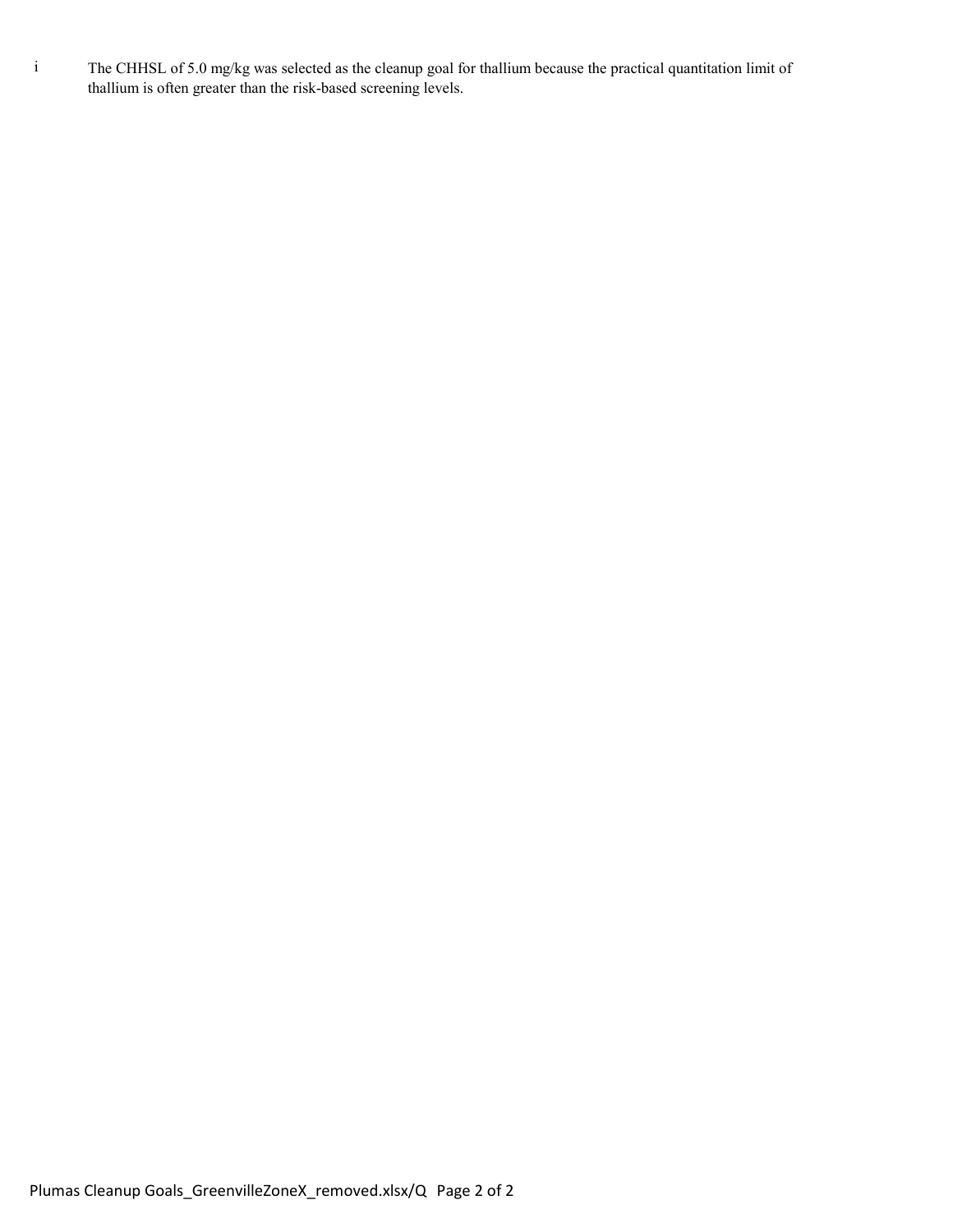i The CHHSL of 5.0 mg/kg was selected as the cleanup goal for thallium because the practical quantitation limit of thallium is often greater than the risk-based screening levels.